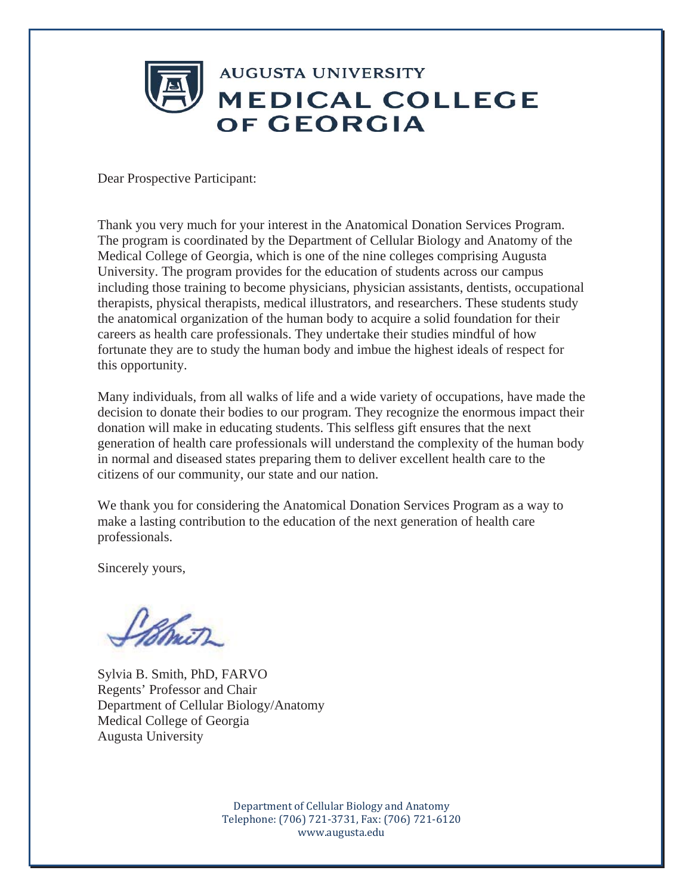AUGUSTA UNIVERSITY

# MEDICAL COLLEGE OF GEORGIA

Dear Prospective Participant:

Thank you very much for your interest in the Anatomical Donation Services Program. The program is coordinated by the Department of Cellular Biology and Anatomy of the Medical College of Georgia, which is one of the nine colleges comprising Augusta University. The program provides for the education of students across our campus including those training to become physicians, physician assistants, dentists, occupational therapists, physical therapists, medical illustrators, and researchers. These students study the anatomical organization of the human body to acquire a solid foundation for their careers as health care professionals. They undertake their studies mindful of how fortunate they are to study the human body and imbue the highest ideals of respect for this opportunity.

Many individuals, from all walks of life and a wide variety of occupations, have made the decision to donate their bodies to our program. They recognize the enormous impact their donation will make in educating students. This selfless gift ensures that the next generation of health care professionals will understand the complexity of the human body in normal and diseased states preparing them to deliver excellent health care to the citizens of our community, our state and our nation.

We thank you for considering the Anatomical Donation Services Program as a way to make a lasting contribution to the education of the next generation of health care professionals.

Sincerely yours,

Sylvia B. Smith, PhD, FARVO
Regents' Professor and Chair
Department of Cellular Biology/Anatomy
Medical College of Georgia
Augusta University

Department of Cellular Biology and Anatomy
Telephone: (706) 721-3731, Fax: (706) 721-6120
www.augusta.edu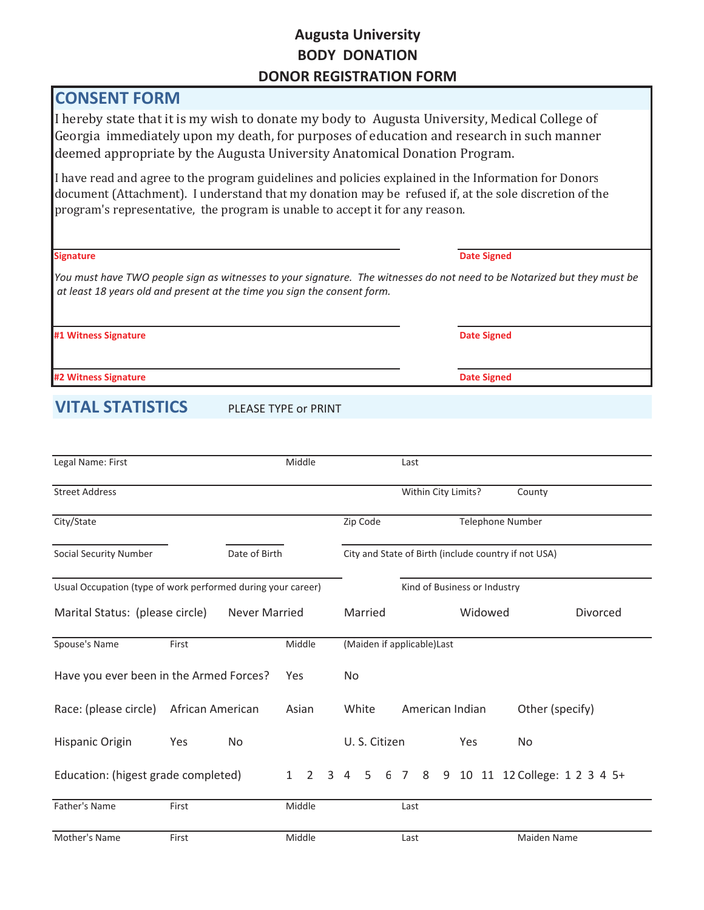# Augusta University
## BODY DONATION
## DONOR REGISTRATION FORM

## CONSENT FORM

I hereby state that it is my wish to donate my body to Augusta University, Medical College of Georgia immediately upon my death, for purposes of education and research in such manner deemed appropriate by the Augusta University Anatomical Donation Program.

I have read and agree to the program guidelines and policies explained in the Information for Donors document (Attachment). I understand that my donation may be refused if, at the sole discretion of the program's representative, the program is unable to accept it for any reason.

**Signature** _______________________ **Date Signed** _______________

*You must have TWO people sign as witnesses to your signature. The witnesses do not need to be Notarized but they must be at least 18 years old and present at the time you sign the consent form.*

**#1 Witness Signature** _______________________ **Date Signed** _______________

**#2 Witness Signature** _______________________ **Date Signed** _______________

## VITAL STATISTICS

PLEASE TYPE or PRINT

Legal Name: First _______________ Middle _______________ Last _______________

Street Address _______________ Within City Limits? _______________ County _______________

City/State _______________ Zip Code _______________ Telephone Number _______________

Social Security Number _______________ Date of Birth _______________ City and State of Birth (include country if not USA) _______________

Usual Occupation (type of work performed during your career) _______________ Kind of Business or Industry _______________

Marital Status: (please circle) Never Married Married Widowed Divorced

Spouse's Name First _______________ Middle _______________ (Maiden if applicable)Last _______________

Have you ever been in the Armed Forces? Yes No

Race: (please circle) African American Asian White American Indian Other (specify)

Hispanic Origin Yes No U. S. Citizen Yes No

Education: (higest grade completed) 1 2 3 4 5 6 7 8 9 10 11 12 College: 1 2 3 4 5+

Father's Name First _______________ Middle _______________ Last _______________

Mother's Name First _______________ Middle _______________ Last _______________ Maiden Name _______________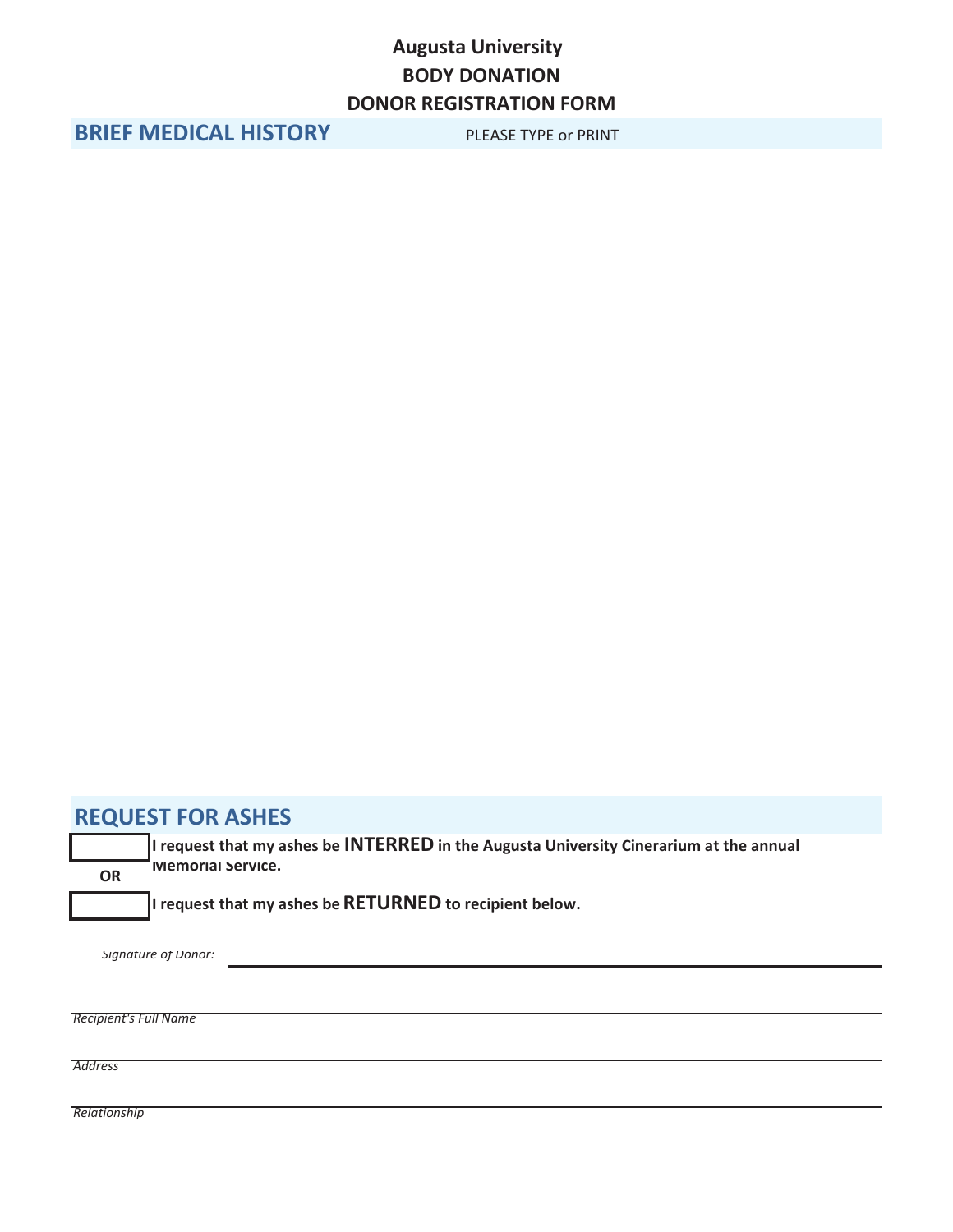# Augusta University
## BODY DONATION
## DONOR REGISTRATION FORM

## BRIEF MEDICAL HISTORY

PLEASE TYPE or PRINT

## REQUEST FOR ASHES

☐ **I request that my ashes be INTERRED in the Augusta University Cinerarium at the annual Memorial Service.**

**OR**

☐ **I request that my ashes be RETURNED to recipient below.**

*Signature of Donor:* ______________________________

______________________________
*Recipient's Full Name*

______________________________
*Address*

______________________________
*Relationship*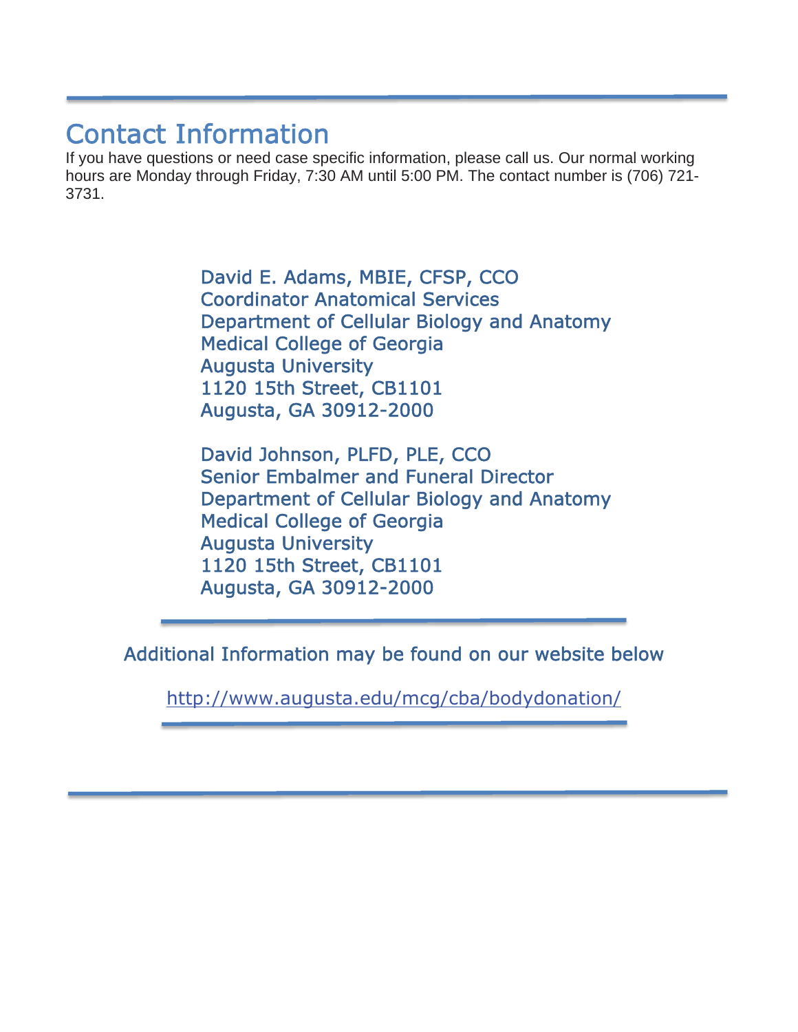## Contact Information

If you have questions or need case specific information, please call us. Our normal working hours are Monday through Friday, 7:30 AM until 5:00 PM. The contact number is (706) 721-3731.

David E. Adams, MBIE, CFSP, CCO
Coordinator Anatomical Services
Department of Cellular Biology and Anatomy
Medical College of Georgia
Augusta University
1120 15th Street, CB1101
Augusta, GA 30912-2000

David Johnson, PLFD, PLE, CCO
Senior Embalmer and Funeral Director
Department of Cellular Biology and Anatomy
Medical College of Georgia
Augusta University
1120 15th Street, CB1101
Augusta, GA 30912-2000

Additional Information may be found on our website below

http://www.augusta.edu/mcg/cba/bodydonation/